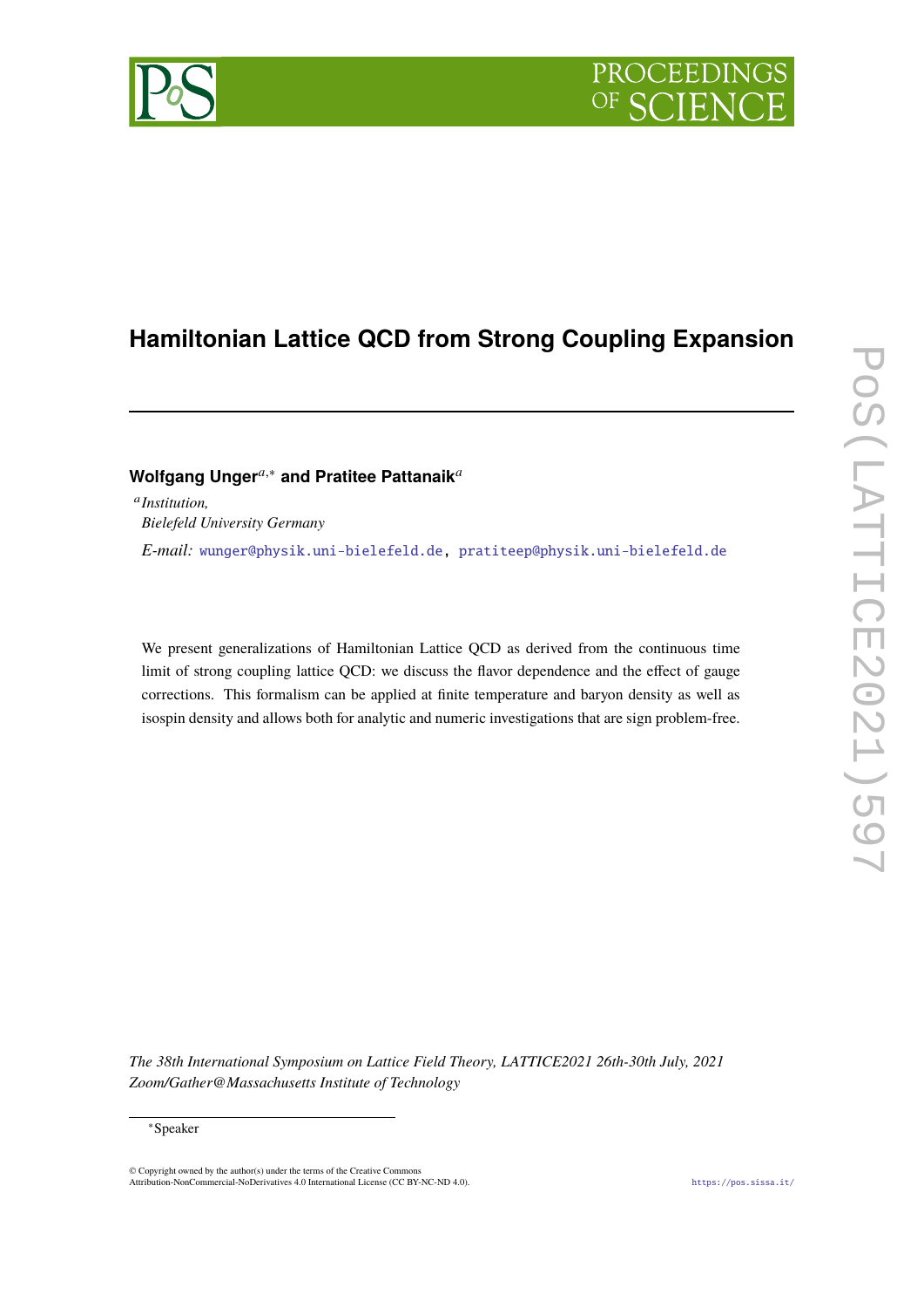# Hamiltonian Lattice QCD from Strong Coupling Expansion

**Wolfgang Unger**[a,*] **and Pratitee Pattanaik**[a]

[a] *Institution,*
*Bielefeld University Germany*

*E-mail:* wunger@physik.uni-bielefeld.de, pratiteep@physik.uni-bielefeld.de

We present generalizations of Hamiltonian Lattice QCD as derived from the continuous time limit of strong coupling lattice QCD: we discuss the flavor dependence and the effect of gauge corrections. This formalism can be applied at finite temperature and baryon density as well as isospin density and allows both for analytic and numeric investigations that are sign problem-free.

*The 38th International Symposium on Lattice Field Theory, LATTICE2021 26th-30th July, 2021*
*Zoom/Gather@Massachusetts Institute of Technology*

[*] Speaker

© Copyright owned by the author(s) under the terms of the Creative Commons Attribution-NonCommercial-NoDerivatives 4.0 International License (CC BY-NC-ND 4.0).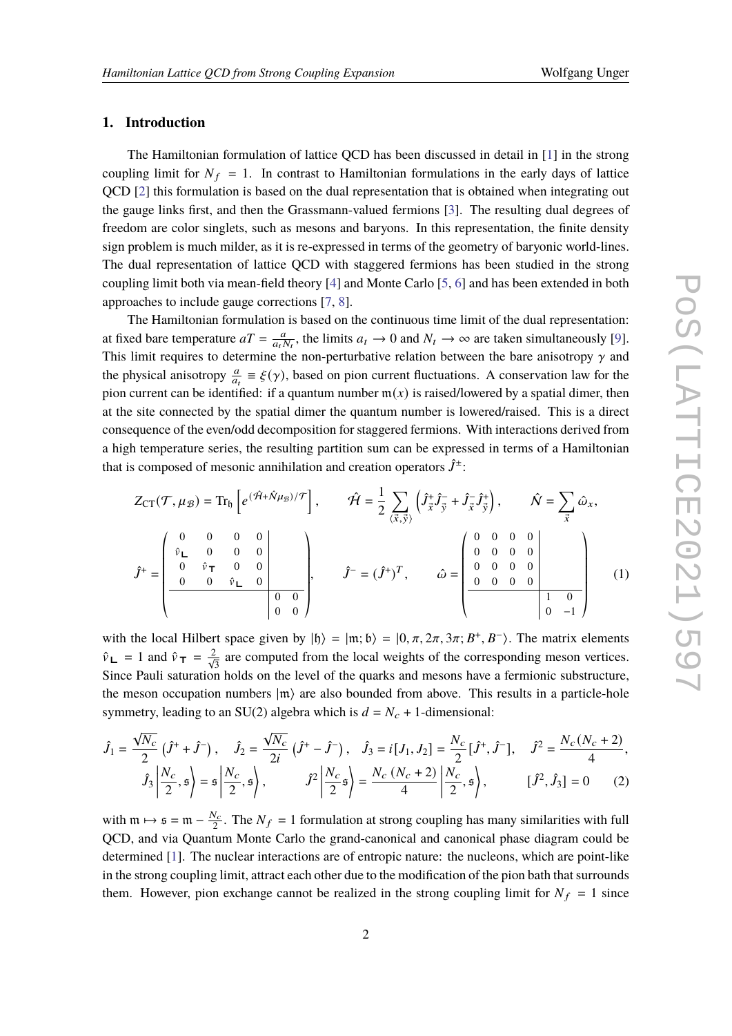## 1. Introduction

The Hamiltonian formulation of lattice QCD has been discussed in detail in [1] in the strong coupling limit for $N_f = 1$. In contrast to Hamiltonian formulations in the early days of lattice QCD [2] this formulation is based on the dual representation that is obtained when integrating out the gauge links first, and then the Grassmann-valued fermions [3]. The resulting dual degrees of freedom are color singlets, such as mesons and baryons. In this representation, the finite density sign problem is much milder, as it is re-expressed in terms of the geometry of baryonic world-lines. The dual representation of lattice QCD with staggered fermions has been studied in the strong coupling limit both via mean-field theory [4] and Monte Carlo [5, 6] and has been extended in both approaches to include gauge corrections [7, 8].

The Hamiltonian formulation is based on the continuous time limit of the dual representation: at fixed bare temperature $aT = \frac{a}{a_t N_t}$, the limits $a_t \to 0$ and $N_t \to \infty$ are taken simultaneously [9]. This limit requires to determine the non-perturbative relation between the bare anisotropy $\gamma$ and the physical anisotropy $\frac{a}{a_t} \equiv \xi(\gamma)$, based on pion current fluctuations. A conservation law for the pion current can be identified: if a quantum number $\mathfrak{m}(x)$ is raised/lowered by a spatial dimer, then at the site connected by the spatial dimer the quantum number is lowered/raised. This is a direct consequence of the even/odd decomposition for staggered fermions. With interactions derived from a high temperature series, the resulting partition sum can be expressed in terms of a Hamiltonian that is composed of mesonic annihilation and creation operators $\hat{J}^{\pm}$:

$$
Z_{\rm CT}(\mathcal{T}, \mu_{\mathcal{B}}) = \mathrm{Tr}_{\mathfrak{h}}\left[e^{(\hat{\mathcal{H}} + \hat{\mathcal{N}}\mu_{\mathcal{B}})/\mathcal{T}}\right], \qquad \hat{\mathcal{H}} = \frac{1}{2}\sum_{\langle \vec{x}, \vec{y}\rangle}\left(\hat{J}^+_{\vec{x}}\hat{J}^-_{\vec{y}} + \hat{J}^-_{\vec{x}}\hat{J}^+_{\vec{y}}\right), \qquad \hat{\mathcal{N}} = \sum_{\vec{x}} \hat{\omega}_x,
$$

$$
\hat{J}^+ = \left(\begin{array}{cccc|cc} 0 & 0 & 0 & 0 & & \\ \hat{v}_{\mathsf{L}} & 0 & 0 & 0 & & \\ 0 & \hat{v}_{\mathsf{T}} & 0 & 0 & & \\ 0 & 0 & \hat{v}_{\mathsf{L}} & 0 & & \\ \hline & & & & 0 & 0 \\ & & & & 0 & 0 \end{array}\right), \qquad \hat{J}^- = (\hat{J}^+)^T, \qquad \hat{\omega} = \left(\begin{array}{cccc|cc} 0 & 0 & 0 & 0 & & \\ 0 & 0 & 0 & 0 & & \\ 0 & 0 & 0 & 0 & & \\ 0 & 0 & 0 & 0 & & \\ \hline & & & & 1 & 0 \\ & & & & 0 & -1 \end{array}\right) \qquad (1)
$$

with the local Hilbert space given by $|\mathfrak{h}\rangle = |\mathfrak{m}; \mathfrak{b}\rangle = |0, \pi, 2\pi, 3\pi; B^+, B^-\rangle$. The matrix elements $\hat{v}_{\mathsf{L}} = 1$ and $\hat{v}_{\mathsf{T}} = \frac{2}{\sqrt{3}}$ are computed from the local weights of the corresponding meson vertices. Since Pauli saturation holds on the level of the quarks and mesons have a fermionic substructure, the meson occupation numbers $|\mathfrak{m}\rangle$ are also bounded from above. This results in a particle-hole symmetry, leading to an SU(2) algebra which is $d = N_c + 1$-dimensional:

$$
\hat{J}_1 = \frac{\sqrt{N_c}}{2}\left(\hat{J}^+ + \hat{J}^-\right), \quad \hat{J}_2 = \frac{\sqrt{N_c}}{2i}\left(\hat{J}^+ - \hat{J}^-\right), \quad \hat{J}_3 = i[J_1, J_2] = \frac{N_c}{2}[\hat{J}^+, \hat{J}^-], \quad \hat{J}^2 = \frac{N_c(N_c+2)}{4},
$$
$$
\hat{J}_3\left|\frac{N_c}{2}, \mathfrak{s}\right\rangle = \mathfrak{s}\left|\frac{N_c}{2}, \mathfrak{s}\right\rangle, \qquad \hat{J}^2\left|\frac{N_c}{2}\mathfrak{s}\right\rangle = \frac{N_c\,(N_c+2)}{4}\left|\frac{N_c}{2}, \mathfrak{s}\right\rangle, \qquad [\hat{J}^2, \hat{J}_3] = 0 \qquad (2)
$$

with $\mathfrak{m} \mapsto \mathfrak{s} = \mathfrak{m} - \frac{N_c}{2}$. The $N_f = 1$ formulation at strong coupling has many similarities with full QCD, and via Quantum Monte Carlo the grand-canonical and canonical phase diagram could be determined [1]. The nuclear interactions are of entropic nature: the nucleons, which are point-like in the strong coupling limit, attract each other due to the modification of the pion bath that surrounds them. However, pion exchange cannot be realized in the strong coupling limit for $N_f = 1$ since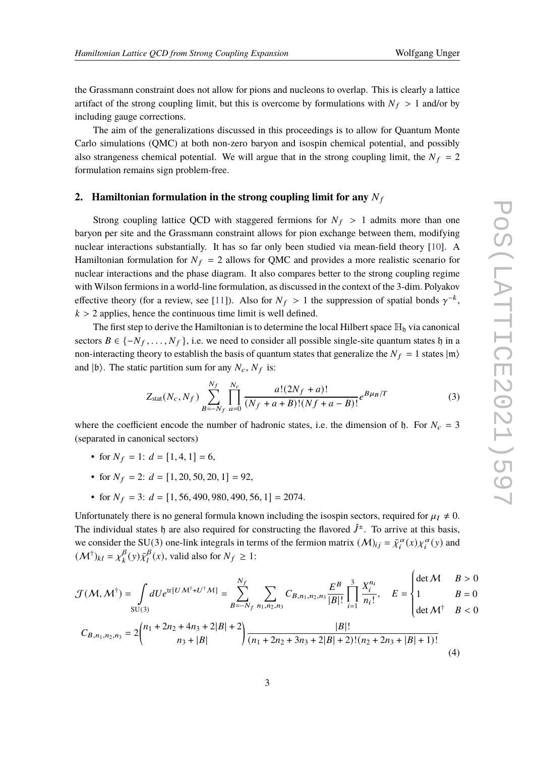the Grassmann constraint does not allow for pions and nucleons to overlap. This is clearly a lattice artifact of the strong coupling limit, but this is overcome by formulations with $N_f > 1$ and/or by including gauge corrections.

The aim of the generalizations discussed in this proceedings is to allow for Quantum Monte Carlo simulations (QMC) at both non-zero baryon and isospin chemical potential, and possibly also strangeness chemical potential. We will argue that in the strong coupling limit, the $N_f = 2$ formulation remains sign problem-free.

## 2. Hamiltonian formulation in the strong coupling limit for any $N_f$

Strong coupling lattice QCD with staggered fermions for $N_f > 1$ admits more than one baryon per site and the Grassmann constraint allows for pion exchange between them, modifying nuclear interactions substantially. It has so far only been studied via mean-field theory [10]. A Hamiltonian formulation for $N_f = 2$ allows for QMC and provides a more realistic scenario for nuclear interactions and the phase diagram. It also compares better to the strong coupling regime with Wilson fermions in a world-line formulation, as discussed in the context of the 3-dim. Polyakov effective theory (for a review, see [11]). Also for $N_f > 1$ the suppression of spatial bonds $\gamma^{-k}$, $k > 2$ applies, hence the continuous time limit is well defined.

The first step to derive the Hamiltonian is to determine the local Hilbert space $\mathbb{H}_{\mathfrak{h}}$ via canonical sectors $B \in \{-N_f, \ldots, N_f\}$, i.e. we need to consider all possible single-site quantum states $\mathfrak{h}$ in a non-interacting theory to establish the basis of quantum states that generalize the $N_f = 1$ states $|\mathfrak{m}\rangle$ and $|\mathfrak{b}\rangle$. The static partition sum for any $N_c$, $N_f$ is:

$$
Z_{\text{stat}}(N_c, N_f) \sum_{B=-N_f}^{N_f} \prod_{a=0}^{N_c} \frac{a!(2N_f + a)!}{(N_f + a + B)!(Nf + a - B)!} e^{B\mu_B/T} \tag{3}
$$

where the coefficient encode the number of hadronic states, i.e. the dimension of $\mathfrak{h}$. For $N_c = 3$ (separated in canonical sectors)

- for $N_f = 1$: $d = [1, 4, 1] = 6$,
- for $N_f = 2$: $d = [1, 20, 50, 20, 1] = 92$,
- for $N_f = 3$: $d = [1, 56, 490, 980, 490, 56, 1] = 2074$.

Unfortunately there is no general formula known including the isospin sectors, required for $\mu_I \neq 0$. The individual states $\mathfrak{h}$ are also required for constructing the flavored $\hat{J}^{\pm}$. To arrive at this basis, we consider the SU(3) one-link integrals in terms of the fermion matrix $(\mathcal{M})_{ij} = \bar{\chi}_i^{\alpha}(x)\chi_i^{\alpha}(y)$ and $(\mathcal{M}^\dagger)_{kl} = \chi_k^{\beta}(y)\bar{\chi}_l^{\beta}(x)$, valid also for $N_f \geq 1$:

$$
\mathcal{J}(\mathcal{M}, \mathcal{M}^\dagger) = \int_{\text{SU}(3)} dU e^{\text{tr}[U\mathcal{M}^\dagger + U^\dagger \mathcal{M}]} = \sum_{B=-N_f}^{N_f} \sum_{n_1,n_2,n_3} C_{B,n_1,n_2,n_3} \frac{E^B}{|B|!} \prod_{i=1}^{3} \frac{X_i^{n_i}}{n_i!}, \quad E = \begin{cases} \det \mathcal{M} & B > 0 \\ 1 & B = 0 \\ \det \mathcal{M}^\dagger & B < 0 \end{cases}
$$

$$
C_{B,n_1,n_2,n_3} = 2\binom{n_1 + 2n_2 + 4n_3 + 2|B| + 2}{n_3 + |B|} \frac{|B|!}{(n_1 + 2n_2 + 3n_3 + 2|B| + 2)!(n_2 + 2n_3 + |B| + 1)!} \tag{4}
$$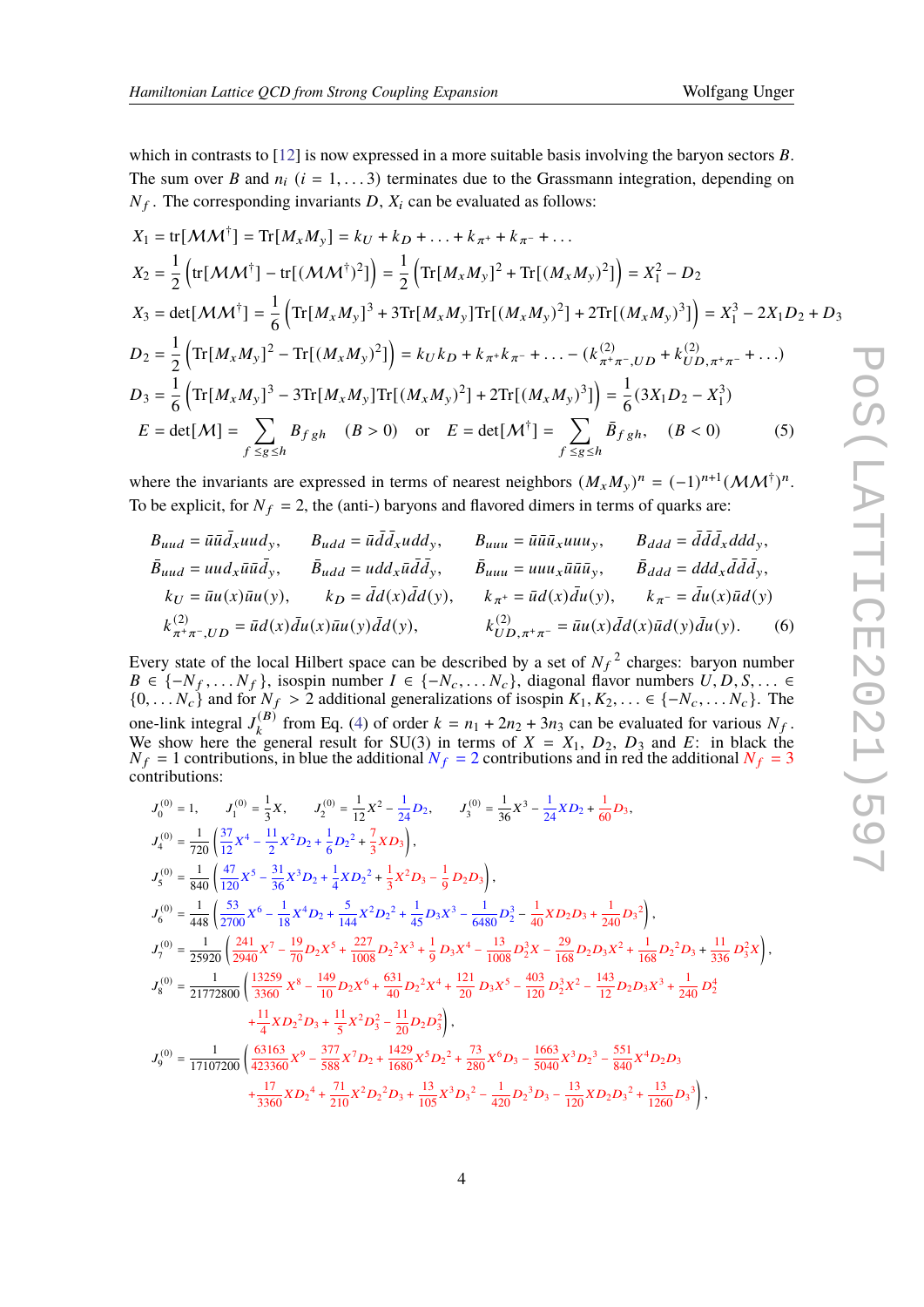which in contrasts to [12] is now expressed in a more suitable basis involving the baryon sectors $B$. The sum over $B$ and $n_i$ ($i = 1, \ldots 3$) terminates due to the Grassmann integration, depending on $N_f$. The corresponding invariants $D$, $X_i$ can be evaluated as follows:

$$
\begin{aligned}
X_1 &= \mathrm{tr}[\mathcal{M}\mathcal{M}^\dagger] = \mathrm{Tr}[M_x M_y] = k_U + k_D + \ldots + k_{\pi^+} + k_{\pi^-} + \ldots \\
X_2 &= \frac{1}{2}\left(\mathrm{tr}[\mathcal{M}\mathcal{M}^\dagger] - \mathrm{tr}[(\mathcal{M}\mathcal{M}^\dagger)^2]\right) = \frac{1}{2}\left(\mathrm{Tr}[M_x M_y]^2 + \mathrm{Tr}[(M_x M_y)^2]\right) = X_1^2 - D_2 \\
X_3 &= \det[\mathcal{M}\mathcal{M}^\dagger] = \frac{1}{6}\left(\mathrm{Tr}[M_x M_y]^3 + 3\mathrm{Tr}[M_x M_y]\mathrm{Tr}[(M_x M_y)^2] + 2\mathrm{Tr}[(M_x M_y)^3]\right) = X_1^3 - 2X_1 D_2 + D_3 \\
D_2 &= \frac{1}{2}\left(\mathrm{Tr}[M_x M_y]^2 - \mathrm{Tr}[(M_x M_y)^2]\right) = k_U k_D + k_{\pi^+} k_{\pi^-} + \ldots - (k^{(2)}_{\pi^+\pi^-,UD} + k^{(2)}_{UD,\pi^+\pi^-} + \ldots) \\
D_3 &= \frac{1}{6}\left(\mathrm{Tr}[M_x M_y]^3 - 3\mathrm{Tr}[M_x M_y]\mathrm{Tr}[(M_x M_y)^2] + 2\mathrm{Tr}[(M_x M_y)^3]\right) = \frac{1}{6}(3X_1 D_2 - X_1^3) \\
E &= \det[\mathcal{M}] = \sum_{f \leq g \leq h} B_{fgh} \quad (B > 0) \quad \text{or} \quad E = \det[\mathcal{M}^\dagger] = \sum_{f \leq g \leq h} \bar{B}_{fgh}, \quad (B < 0)
\end{aligned}
\tag{5}
$$

where the invariants are expressed in terms of nearest neighbors $(M_x M_y)^n = (-1)^{n+1}(\mathcal{M}\mathcal{M}^\dagger)^n$. To be explicit, for $N_f = 2$, the (anti-) baryons and flavored dimers in terms of quarks are:

$$
\begin{aligned}
&B_{uud} = \bar{u}\bar{u}\bar{d}_x uud_y, \quad B_{udd} = \bar{u}\bar{d}\bar{d}_x udd_y, \quad B_{uuu} = \bar{u}\bar{u}\bar{u}_x uuu_y, \quad B_{ddd} = \bar{d}\bar{d}\bar{d}_x ddd_y, \\
&\bar{B}_{uud} = uud_x \bar{u}\bar{u}\bar{d}_y, \quad \bar{B}_{udd} = udd_x \bar{u}\bar{d}\bar{d}_y, \quad \bar{B}_{uuu} = uuu_x \bar{u}\bar{u}\bar{u}_y, \quad \bar{B}_{ddd} = ddd_x \bar{d}\bar{d}\bar{d}_y, \\
&k_U = \bar{u}u(x)\bar{u}u(y), \quad k_D = \bar{d}d(x)\bar{d}d(y), \quad k_{\pi^+} = \bar{u}d(x)\bar{d}u(y), \quad k_{\pi^-} = \bar{d}u(x)\bar{u}d(y) \\
&k^{(2)}_{\pi^+\pi^-,UD} = \bar{u}d(x)\bar{d}u(x)\bar{u}u(y)\bar{d}d(y), \quad k^{(2)}_{UD,\pi^+\pi^-} = \bar{u}u(x)\bar{d}d(x)\bar{u}d(y)\bar{d}u(y).
\end{aligned}
\tag{6}
$$

Every state of the local Hilbert space can be described by a set of $N_f{}^2$ charges: baryon number $B \in \{-N_f, \ldots N_f\}$, isospin number $I \in \{-N_c, \ldots N_c\}$, diagonal flavor numbers $U, D, S, \ldots \in \{0, \ldots N_c\}$ and for $N_f > 2$ additional generalizations of isospin $K_1, K_2, \ldots \in \{-N_c, \ldots N_c\}$. The one-link integral $J_k^{(B)}$ from Eq. (4) of order $k = n_1 + 2n_2 + 3n_3$ can be evaluated for various $N_f$. We show here the general result for SU(3) in terms of $X = X_1$, $D_2$, $D_3$ and $E$: in black the $N_f = 1$ contributions, in blue the additional $N_f = 2$ contributions and in red the additional $N_f = 3$ contributions:

$$
J_0^{(0)} = 1, \quad J_1^{(0)} = \frac{1}{3}X, \quad J_2^{(0)} = \frac{1}{12}X^2 - \frac{1}{24}D_2, \quad J_3^{(0)} = \frac{1}{36}X^3 - \frac{1}{24}XD_2 + \frac{1}{60}D_3,
$$

$$
J_4^{(0)} = \frac{1}{720}\left(\frac{37}{12}X^4 - \frac{11}{2}X^2 D_2 + \frac{1}{6}D_2{}^2 + \frac{7}{3}XD_3\right),
$$

$$
J_5^{(0)} = \frac{1}{840}\left(\frac{47}{120}X^5 - \frac{31}{36}X^3 D_2 + \frac{1}{4}XD_2{}^2 + \frac{1}{3}X^2 D_3 - \frac{1}{9}D_2 D_3\right),
$$

$$
J_6^{(0)} = \frac{1}{448}\left(\frac{53}{2700}X^6 - \frac{1}{18}X^4 D_2 + \frac{5}{144}X^2 D_2{}^2 + \frac{1}{45}D_3 X^3 - \frac{1}{6480}D_2^3 - \frac{1}{40}XD_2 D_3 + \frac{1}{240}D_3{}^2\right),
$$

$$
J_7^{(0)} = \frac{1}{25920}\left(\frac{241}{2940}X^7 - \frac{19}{70}D_2 X^5 + \frac{227}{1008}D_2{}^2 X^3 + \frac{1}{9}D_3 X^4 - \frac{13}{1008}D_2^3 X - \frac{29}{168}D_2 D_3 X^2 + \frac{1}{168}D_2{}^2 D_3 + \frac{11}{336}D_3^2 X\right),
$$

$$
\begin{aligned}
J_8^{(0)} = \frac{1}{21772800}\bigg(&\frac{13259}{3360}X^8 - \frac{149}{10}D_2 X^6 + \frac{631}{40}D_2{}^2 X^4 + \frac{121}{20}D_3 X^5 - \frac{403}{120}D_2^3 X^2 - \frac{143}{12}D_2 D_3 X^3 + \frac{1}{240}D_2^4 \\
&+ \frac{11}{4}XD_2{}^2 D_3 + \frac{11}{5}X^2 D_3^2 - \frac{11}{20}D_2 D_3^2\bigg),
\end{aligned}
$$

$$
\begin{aligned}
J_9^{(0)} = \frac{1}{17107200}\bigg(&\frac{63163}{423360}X^9 - \frac{377}{588}X^7 D_2 + \frac{1429}{1680}X^5 D_2{}^2 + \frac{73}{280}X^6 D_3 - \frac{1663}{5040}X^3 D_2{}^3 - \frac{551}{840}X^4 D_2 D_3 \\
&+ \frac{17}{3360}XD_2{}^4 + \frac{71}{210}X^2 D_2{}^2 D_3 + \frac{13}{105}X^3 D_3{}^2 - \frac{1}{420}D_2{}^3 D_3 - \frac{13}{120}XD_2 D_3{}^2 + \frac{13}{1260}D_3{}^3\bigg),
\end{aligned}
$$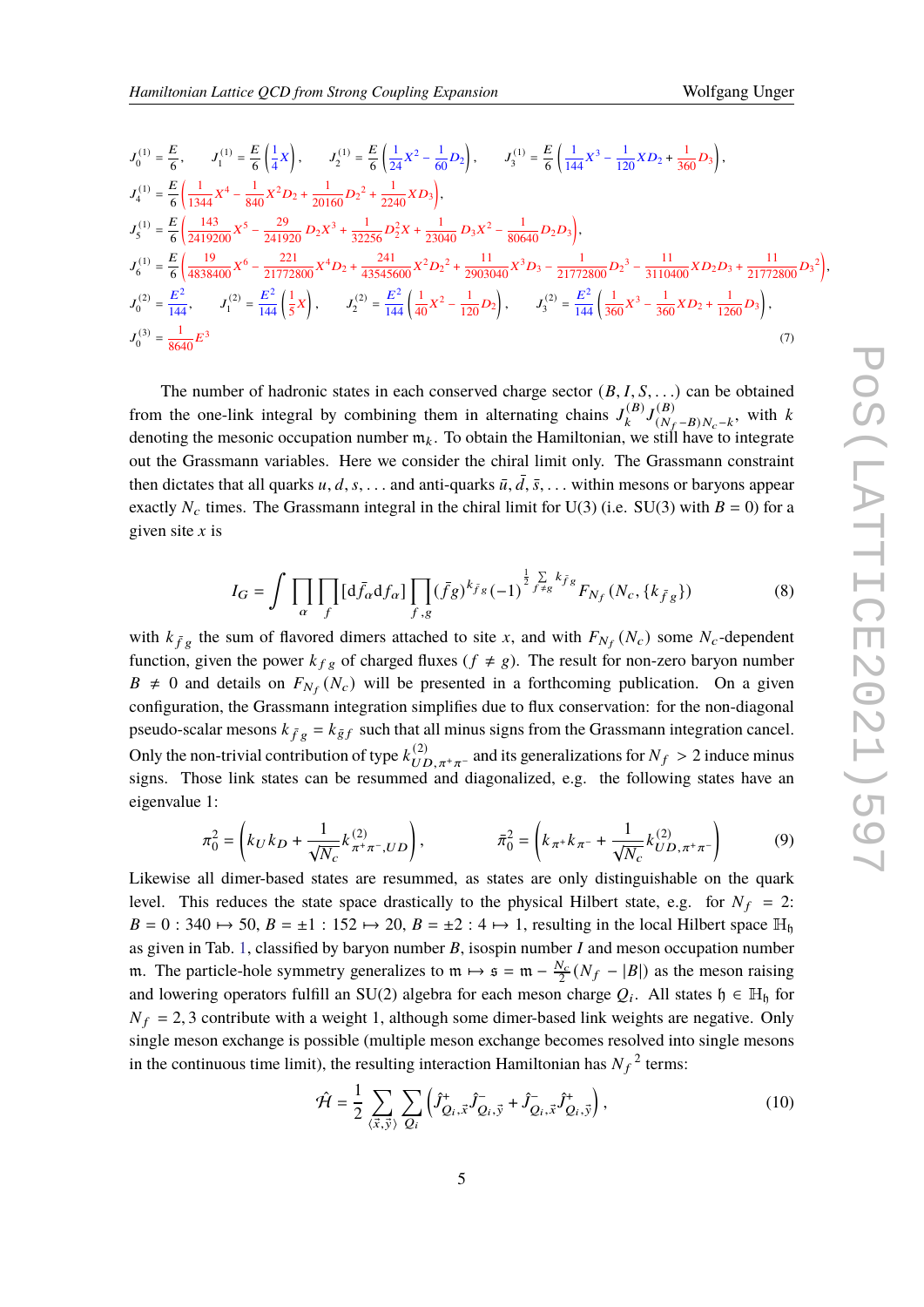$$J_0^{(1)} = \frac{E}{6}, \quad J_1^{(1)} = \frac{E}{6}\left(\frac{1}{4}X\right), \quad J_2^{(1)} = \frac{E}{6}\left(\frac{1}{24}X^2 - \frac{1}{60}D_2\right), \quad J_3^{(1)} = \frac{E}{6}\left(\frac{1}{144}X^3 - \frac{1}{120}XD_2 + \frac{1}{360}D_3\right),$$
$$J_4^{(1)} = \frac{E}{6}\left(\frac{1}{1344}X^4 - \frac{1}{840}X^2D_2 + \frac{1}{20160}D_2{}^2 + \frac{1}{2240}XD_3\right),$$
$$J_5^{(1)} = \frac{E}{6}\left(\frac{143}{2419200}X^5 - \frac{29}{241920}D_2X^3 + \frac{1}{32256}D_2^2X + \frac{1}{23040}D_3X^2 - \frac{1}{80640}D_2D_3\right),$$
$$J_6^{(1)} = \frac{E}{6}\left(\frac{19}{4838400}X^6 - \frac{221}{21772800}X^4D_2 + \frac{241}{43545600}X^2D_2{}^2 + \frac{11}{2903040}X^3D_3 - \frac{1}{21772800}D_2{}^3 - \frac{11}{3110400}XD_2D_3 + \frac{11}{21772800}D_3{}^2\right),$$
$$J_0^{(2)} = \frac{E^2}{144}, \quad J_1^{(2)} = \frac{E^2}{144}\left(\frac{1}{5}X\right), \quad J_2^{(2)} = \frac{E^2}{144}\left(\frac{1}{40}X^2 - \frac{1}{120}D_2\right), \quad J_3^{(2)} = \frac{E^2}{144}\left(\frac{1}{360}X^3 - \frac{1}{360}XD_2 + \frac{1}{1260}D_3\right),$$
$$J_0^{(3)} = \frac{1}{8640}E^3 \tag{7}$$

The number of hadronic states in each conserved charge sector $(B, I, S, \ldots)$ can be obtained from the one-link integral by combining them in alternating chains $J_k^{(B)} J_{(N_f-B)N_c-k}^{(B)}$, with $k$ denoting the mesonic occupation number $\mathfrak{m}_k$. To obtain the Hamiltonian, we still have to integrate out the Grassmann variables. Here we consider the chiral limit only. The Grassmann constraint then dictates that all quarks $u, d, s, \ldots$ and anti-quarks $\bar{u}, \bar{d}, \bar{s}, \ldots$ within mesons or baryons appear exactly $N_c$ times. The Grassmann integral in the chiral limit for U(3) (i.e. SU(3) with $B = 0$) for a given site $x$ is

$$I_G = \int \prod_\alpha \prod_f [\mathrm{d}\bar{f}_\alpha \mathrm{d}f_\alpha] \prod_{f,g} (\bar{f}g)^{k_{\bar{f}g}} (-1)^{\frac{1}{2}\sum_{f\neq g} k_{\bar{f}g}} F_{N_f}(N_c, \{k_{\bar{f}g}\}) \tag{8}$$

with $k_{\bar{f}g}$ the sum of flavored dimers attached to site $x$, and with $F_{N_f}(N_c)$ some $N_c$-dependent function, given the power $k_{fg}$ of charged fluxes ($f \neq g$). The result for non-zero baryon number $B \neq 0$ and details on $F_{N_f}(N_c)$ will be presented in a forthcoming publication. On a given configuration, the Grassmann integration simplifies due to flux conservation: for the non-diagonal pseudo-scalar mesons $k_{\bar{f}g} = k_{\bar{g}f}$ such that all minus signs from the Grassmann integration cancel. Only the non-trivial contribution of type $k^{(2)}_{UD,\pi^+\pi^-}$ and its generalizations for $N_f > 2$ induce minus signs. Those link states can be resummed and diagonalized, e.g. the following states have an eigenvalue 1:

$$\pi_0^2 = \left(k_U k_D + \frac{1}{\sqrt{N_c}} k^{(2)}_{\pi^+\pi^-,UD}\right), \qquad \bar{\pi}_0^2 = \left(k_{\pi^+}k_{\pi^-} + \frac{1}{\sqrt{N_c}} k^{(2)}_{UD,\pi^+\pi^-}\right) \tag{9}$$

Likewise all dimer-based states are resummed, as states are only distinguishable on the quark level. This reduces the state space drastically to the physical Hilbert state, e.g. for $N_f = 2$: $B = 0: 340 \mapsto 50$, $B = \pm 1: 152 \mapsto 20$, $B = \pm 2: 4 \mapsto 1$, resulting in the local Hilbert space $\mathbb{H}_\mathfrak{h}$ as given in Tab. 1, classified by baryon number $B$, isospin number $I$ and meson occupation number $\mathfrak{m}$. The particle-hole symmetry generalizes to $\mathfrak{m} \mapsto \mathfrak{s} = \mathfrak{m} - \frac{N_c}{2}(N_f - |B|)$ as the meson raising and lowering operators fulfill an SU(2) algebra for each meson charge $Q_i$. All states $\mathfrak{h} \in \mathbb{H}_\mathfrak{h}$ for $N_f = 2, 3$ contribute with a weight 1, although some dimer-based link weights are negative. Only single meson exchange is possible (multiple meson exchange becomes resolved into single mesons in the continuous time limit), the resulting interaction Hamiltonian has $N_f{}^2$ terms:

$$\hat{\mathcal{H}} = \frac{1}{2} \sum_{\langle \vec{x},\vec{y}\rangle} \sum_{Q_i} \left(\hat{J}^+_{Q_i,\vec{x}} \hat{J}^-_{Q_i,\vec{y}} + \hat{J}^-_{Q_i,\vec{x}} \hat{J}^+_{Q_i,\vec{y}}\right), \tag{10}$$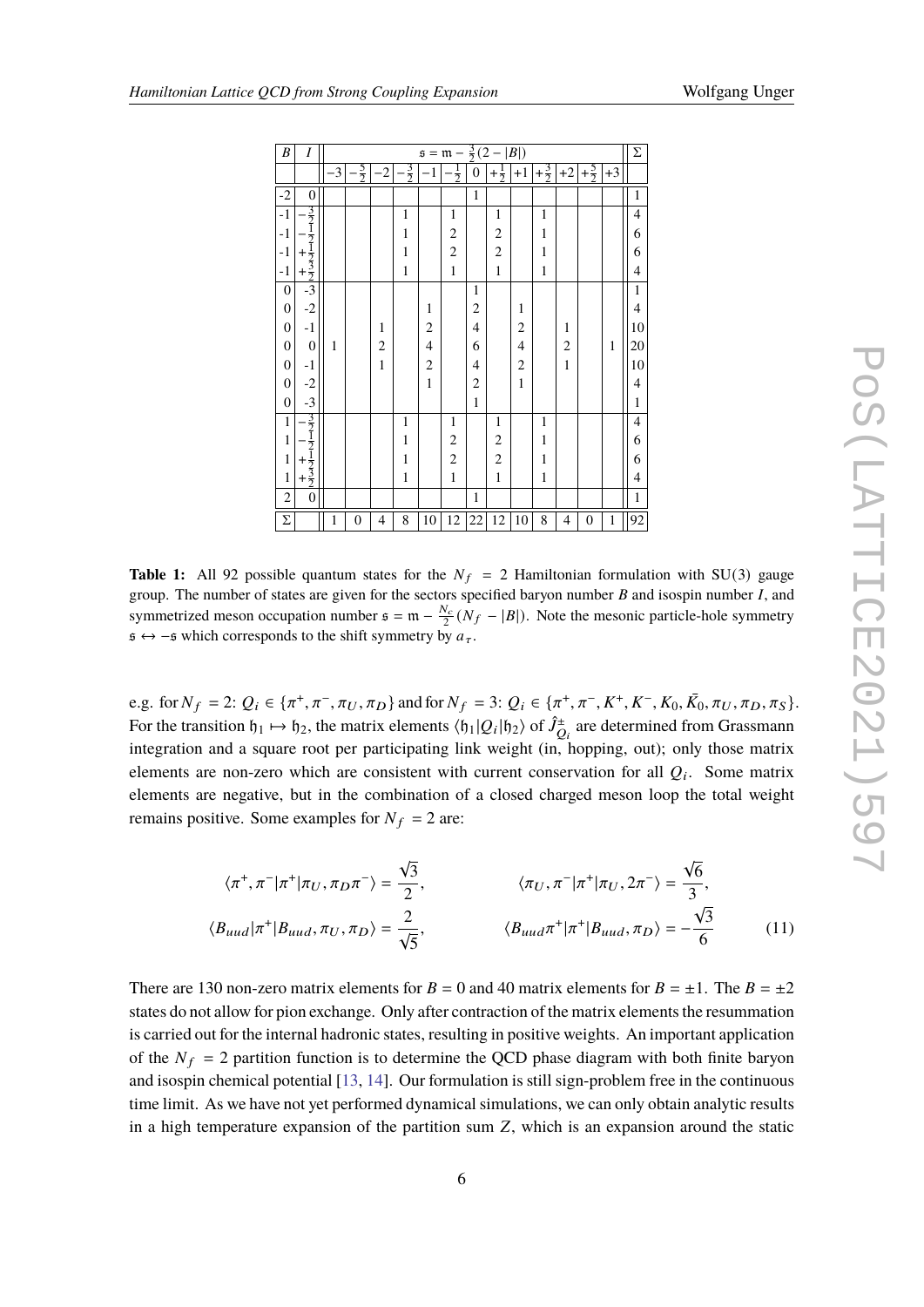| $B$ | $I$ | $\mathfrak{s} = \mathfrak{m} - \frac{3}{2}(2 - \lvert B \rvert)$ | | | | | | | | | | | | | $\Sigma$ |
|---|---|---|---|---|---|---|---|---|---|---|---|---|---|---|---|
| | | $-3$ | $-\frac{5}{2}$ | $-2$ | $-\frac{3}{2}$ | $-1$ | $-\frac{1}{2}$ | $0$ | $+\frac{1}{2}$ | $+1$ | $+\frac{3}{2}$ | $+2$ | $+\frac{5}{2}$ | $+3$ | |
| -2 | 0 | | | | | | | 1 | | | | | | | 1 |
| -1 | $-\frac{3}{2}$ | | | | 1 | | 1 | | 1 | | 1 | | | | 4 |
| -1 | $-\frac{1}{2}$ | | | | 1 | | 2 | | 2 | | 1 | | | | 6 |
| -1 | $+\frac{1}{2}$ | | | | 1 | | 2 | | 2 | | 1 | | | | 6 |
| -1 | $+\frac{3}{2}$ | | | | 1 | | 1 | | 1 | | 1 | | | | 4 |
| 0 | -3 | | | | | | | 1 | | | | | | | 1 |
| 0 | -2 | | | | | 1 | | 2 | | 1 | | | | | 4 |
| 0 | -1 | | | 1 | | 2 | | 4 | | 2 | | 1 | | | 10 |
| 0 | 0 | 1 | | 2 | | 4 | | 6 | | 4 | | 2 | | 1 | 20 |
| 0 | -1 | | | 1 | | 2 | | 4 | | 2 | | 1 | | | 10 |
| 0 | -2 | | | | | 1 | | 2 | | 1 | | | | | 4 |
| 0 | -3 | | | | | | | 1 | | | | | | | 1 |
| 1 | $-\frac{3}{2}$ | | | | 1 | | 1 | | 1 | | 1 | | | | 4 |
| 1 | $-\frac{1}{2}$ | | | | 1 | | 2 | | 2 | | 1 | | | | 6 |
| 1 | $+\frac{1}{2}$ | | | | 1 | | 2 | | 2 | | 1 | | | | 6 |
| 1 | $+\frac{3}{2}$ | | | | 1 | | 1 | | 1 | | 1 | | | | 4 |
| 2 | 0 | | | | | | | 1 | | | | | | | 1 |
| $\Sigma$ | | 1 | 0 | 4 | 8 | 10 | 12 | 22 | 12 | 10 | 8 | 4 | 0 | 1 | 92 |

**Table 1:** All 92 possible quantum states for the $N_f = 2$ Hamiltonian formulation with SU(3) gauge group. The number of states are given for the sectors specified baryon number $B$ and isospin number $I$, and symmetrized meson occupation number $\mathfrak{s} = \mathfrak{m} - \frac{N_c}{2}(N_f - |B|)$. Note the mesonic particle-hole symmetry $\mathfrak{s} \leftrightarrow -\mathfrak{s}$ which corresponds to the shift symmetry by $a_\tau$.

e.g. for $N_f = 2$: $Q_i \in \{\pi^+, \pi^-, \pi_U, \pi_D\}$ and for $N_f = 3$: $Q_i \in \{\pi^+, \pi^-, K^+, K^-, K_0, \bar{K}_0, \pi_U, \pi_D, \pi_S\}$. For the transition $\mathfrak{h}_1 \mapsto \mathfrak{h}_2$, the matrix elements $\langle \mathfrak{h}_1 | Q_i | \mathfrak{h}_2 \rangle$ of $\hat{J}^{\pm}_{Q_i}$ are determined from Grassmann integration and a square root per participating link weight (in, hopping, out); only those matrix elements are non-zero which are consistent with current conservation for all $Q_i$. Some matrix elements are negative, but in the combination of a closed charged meson loop the total weight remains positive. Some examples for $N_f = 2$ are:

$$
\langle \pi^+, \pi^- | \pi^+ | \pi_U, \pi_D \pi^- \rangle = \frac{\sqrt{3}}{2}, \qquad \langle \pi_U, \pi^- | \pi^+ | \pi_U, 2\pi^- \rangle = \frac{\sqrt{6}}{3},
$$

$$
\langle B_{uud} | \pi^+ | B_{uud}, \pi_U, \pi_D \rangle = \frac{2}{\sqrt{5}}, \qquad \langle B_{uud} \pi^+ | \pi^+ | B_{uud}, \pi_D \rangle = -\frac{\sqrt{3}}{6} \tag{11}
$$

There are 130 non-zero matrix elements for $B = 0$ and 40 matrix elements for $B = \pm 1$. The $B = \pm 2$ states do not allow for pion exchange. Only after contraction of the matrix elements the resummation is carried out for the internal hadronic states, resulting in positive weights. An important application of the $N_f = 2$ partition function is to determine the QCD phase diagram with both finite baryon and isospin chemical potential [13, 14]. Our formulation is still sign-problem free in the continuous time limit. As we have not yet performed dynamical simulations, we can only obtain analytic results in a high temperature expansion of the partition sum $Z$, which is an expansion around the static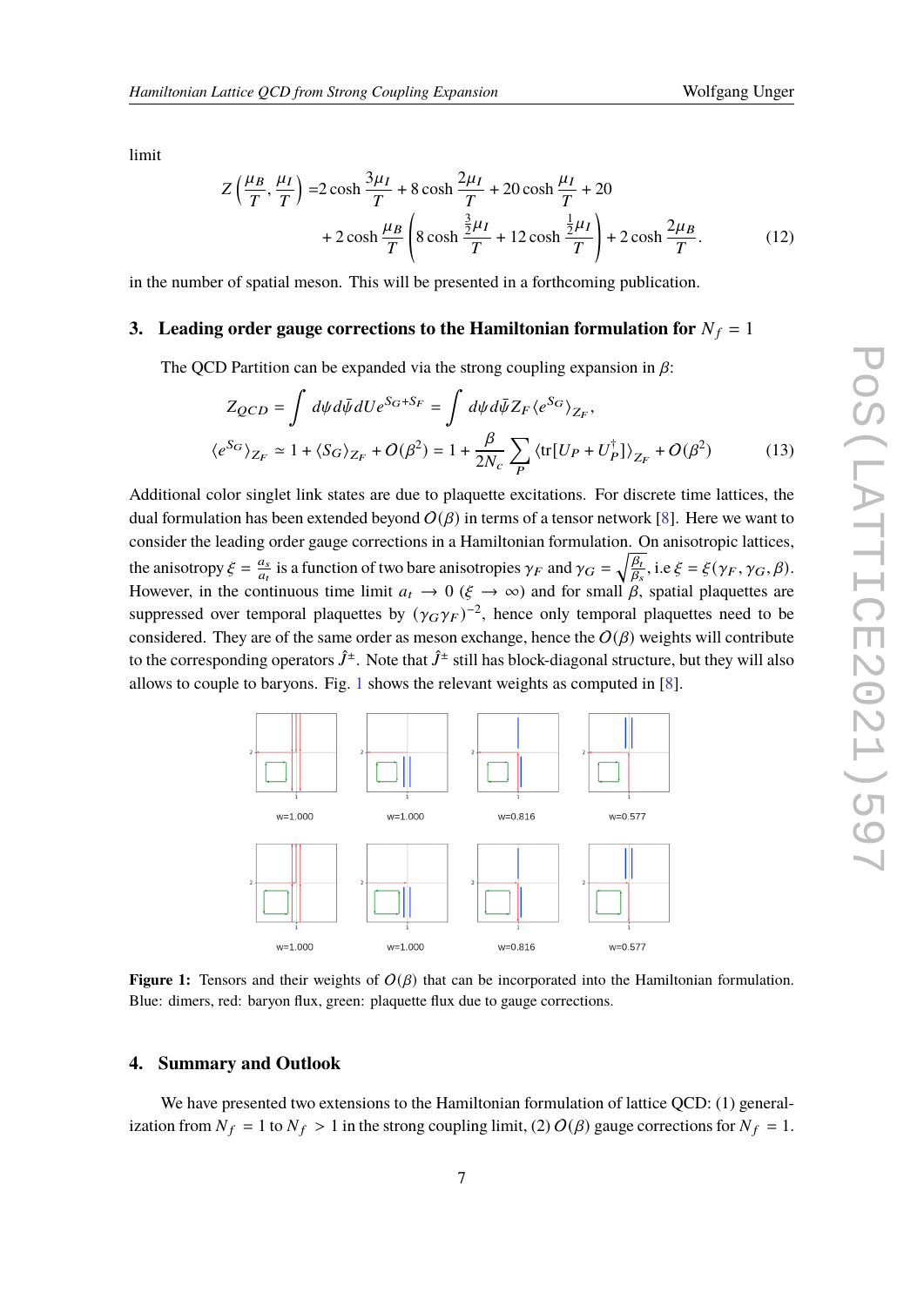limit

$$Z\left(\frac{\mu_B}{T}, \frac{\mu_I}{T}\right) = 2\cosh\frac{3\mu_I}{T} + 8\cosh\frac{2\mu_I}{T} + 20\cosh\frac{\mu_I}{T} + 20$$
$$+ 2\cosh\frac{\mu_B}{T}\left(8\cosh\frac{\frac{3}{2}\mu_I}{T} + 12\cosh\frac{\frac{1}{2}\mu_I}{T}\right) + 2\cosh\frac{2\mu_B}{T}. \tag{12}$$

in the number of spatial meson. This will be presented in a forthcoming publication.

## 3. Leading order gauge corrections to the Hamiltonian formulation for $N_f = 1$

The QCD Partition can be expanded via the strong coupling expansion in $\beta$:

$$Z_{QCD} = \int d\psi d\bar{\psi} dU e^{S_G + S_F} = \int d\psi d\bar{\psi} Z_F \langle e^{S_G}\rangle_{Z_F},$$
$$\langle e^{S_G}\rangle_{Z_F} \simeq 1 + \langle S_G\rangle_{Z_F} + O(\beta^2) = 1 + \frac{\beta}{2N_c}\sum_P \langle \mathrm{tr}[U_P + U_P^\dagger]\rangle_{Z_F} + O(\beta^2) \tag{13}$$

Additional color singlet link states are due to plaquette excitations. For discrete time lattices, the dual formulation has been extended beyond $O(\beta)$ in terms of a tensor network [8]. Here we want to consider the leading order gauge corrections in a Hamiltonian formulation. On anisotropic lattices, the anisotropy $\xi = \frac{a_s}{a_t}$ is a function of two bare anisotropies $\gamma_F$ and $\gamma_G = \sqrt{\frac{\beta_t}{\beta_s}}$, i.e $\xi = \xi(\gamma_F, \gamma_G, \beta)$. However, in the continuous time limit $a_t \to 0$ ($\xi \to \infty$) and for small $\beta$, spatial plaquettes are suppressed over temporal plaquettes by $(\gamma_G\gamma_F)^{-2}$, hence only temporal plaquettes need to be considered. They are of the same order as meson exchange, hence the $O(\beta)$ weights will contribute to the corresponding operators $\hat{J}^{\pm}$. Note that $\hat{J}^{\pm}$ still has block-diagonal structure, but they will also allows to couple to baryons. Fig. 1 shows the relevant weights as computed in [8].

**Figure 1:** Tensors and their weights of $O(\beta)$ that can be incorporated into the Hamiltonian formulation. Blue: dimers, red: baryon flux, green: plaquette flux due to gauge corrections.

## 4. Summary and Outlook

We have presented two extensions to the Hamiltonian formulation of lattice QCD: (1) generalization from $N_f = 1$ to $N_f > 1$ in the strong coupling limit, (2) $O(\beta)$ gauge corrections for $N_f = 1$.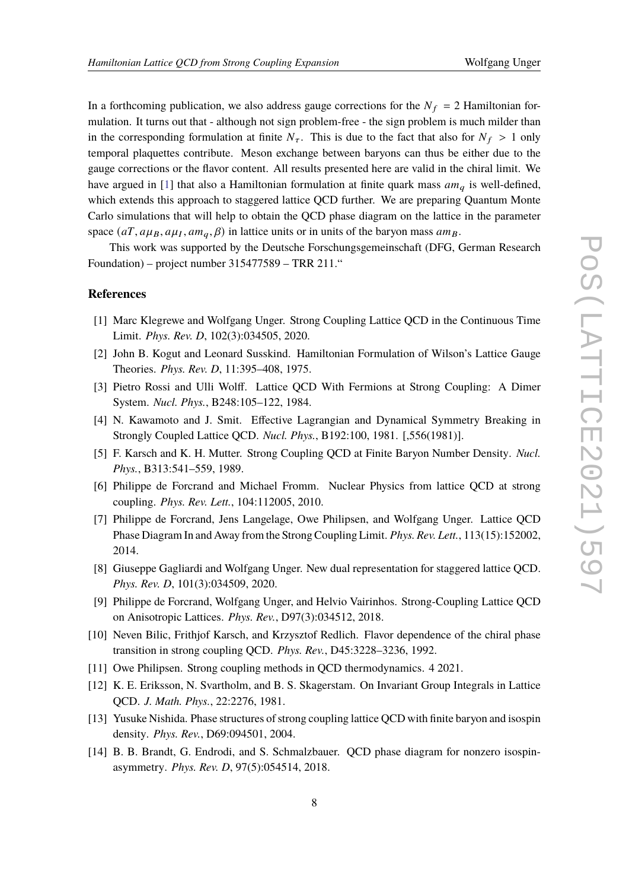In a forthcoming publication, we also address gauge corrections for the $N_f = 2$ Hamiltonian formulation. It turns out that - although not sign problem-free - the sign problem is much milder than in the corresponding formulation at finite $N_\tau$. This is due to the fact that also for $N_f > 1$ only temporal plaquettes contribute. Meson exchange between baryons can thus be either due to the gauge corrections or the flavor content. All results presented here are valid in the chiral limit. We have argued in [1] that also a Hamiltonian formulation at finite quark mass $am_q$ is well-defined, which extends this approach to staggered lattice QCD further. We are preparing Quantum Monte Carlo simulations that will help to obtain the QCD phase diagram on the lattice in the parameter space $(aT, a\mu_B, a\mu_I, am_q, \beta)$ in lattice units or in units of the baryon mass $am_B$.

This work was supported by the Deutsche Forschungsgemeinschaft (DFG, German Research Foundation) – project number 315477589 – TRR 211."

## References

[1] Marc Klegrewe and Wolfgang Unger. Strong Coupling Lattice QCD in the Continuous Time Limit. *Phys. Rev. D*, 102(3):034505, 2020.

[2] John B. Kogut and Leonard Susskind. Hamiltonian Formulation of Wilson's Lattice Gauge Theories. *Phys. Rev. D*, 11:395–408, 1975.

[3] Pietro Rossi and Ulli Wolff. Lattice QCD With Fermions at Strong Coupling: A Dimer System. *Nucl. Phys.*, B248:105–122, 1984.

[4] N. Kawamoto and J. Smit. Effective Lagrangian and Dynamical Symmetry Breaking in Strongly Coupled Lattice QCD. *Nucl. Phys.*, B192:100, 1981. [,556(1981)].

[5] F. Karsch and K. H. Mutter. Strong Coupling QCD at Finite Baryon Number Density. *Nucl. Phys.*, B313:541–559, 1989.

[6] Philippe de Forcrand and Michael Fromm. Nuclear Physics from lattice QCD at strong coupling. *Phys. Rev. Lett.*, 104:112005, 2010.

[7] Philippe de Forcrand, Jens Langelage, Owe Philipsen, and Wolfgang Unger. Lattice QCD Phase Diagram In and Away from the Strong Coupling Limit. *Phys. Rev. Lett.*, 113(15):152002, 2014.

[8] Giuseppe Gagliardi and Wolfgang Unger. New dual representation for staggered lattice QCD. *Phys. Rev. D*, 101(3):034509, 2020.

[9] Philippe de Forcrand, Wolfgang Unger, and Helvio Vairinhos. Strong-Coupling Lattice QCD on Anisotropic Lattices. *Phys. Rev.*, D97(3):034512, 2018.

[10] Neven Bilic, Frithjof Karsch, and Krzysztof Redlich. Flavor dependence of the chiral phase transition in strong coupling QCD. *Phys. Rev.*, D45:3228–3236, 1992.

[11] Owe Philipsen. Strong coupling methods in QCD thermodynamics. 4 2021.

[12] K. E. Eriksson, N. Svartholm, and B. S. Skagerstam. On Invariant Group Integrals in Lattice QCD. *J. Math. Phys.*, 22:2276, 1981.

[13] Yusuke Nishida. Phase structures of strong coupling lattice QCD with finite baryon and isospin density. *Phys. Rev.*, D69:094501, 2004.

[14] B. B. Brandt, G. Endrodi, and S. Schmalzbauer. QCD phase diagram for nonzero isospin-asymmetry. *Phys. Rev. D*, 97(5):054514, 2018.